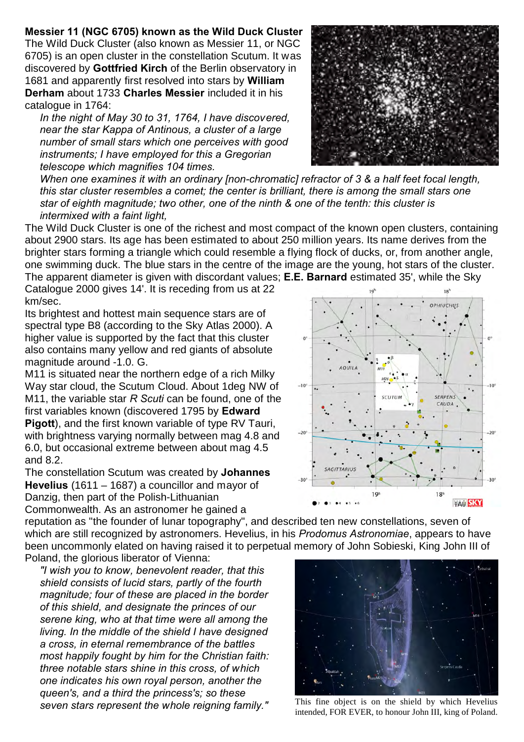**Messier 11 (NGC 6705) known as the Wild Duck Cluster**

The Wild Duck Cluster (also known as Messier 11, or NGC 6705) is an open cluster in the constellation Scutum. It was discovered by **Gottfried Kirch** of the Berlin observatory in 1681 and apparently first resolved into stars by **William Derham** about 1733 **Charles Messier** included it in his catalogue in 1764:

> *In the night of May 30 to 31, 1764, I have discovered, near the star Kappa of Antinous, a cluster of a large number of small stars which one perceives with good instruments; I have employed for this a Gregorian telescope which magnifies 104 times.*
>
> *When one examines it with an ordinary [non-chromatic] refractor of 3 & a half feet focal length, this star cluster resembles a comet; the center is brilliant, there is among the small stars one star of eighth magnitude; two other, one of the ninth & one of the tenth: this cluster is intermixed with a faint light,*

The Wild Duck Cluster is one of the richest and most compact of the known open clusters, containing about 2900 stars. Its age has been estimated to about 250 million years. Its name derives from the brighter stars forming a triangle which could resemble a flying flock of ducks, or, from another angle, one swimming duck. The blue stars in the centre of the image are the young, hot stars of the cluster. The apparent diameter is given with discordant values; **E.E. Barnard** estimated 35', while the Sky Catalogue 2000 gives 14'. It is receding from us at 22 km/sec.

Its brightest and hottest main sequence stars are of spectral type B8 (according to the Sky Atlas 2000). A higher value is supported by the fact that this cluster also contains many yellow and red giants of absolute magnitude around -1.0. G.

M11 is situated near the northern edge of a rich Milky Way star cloud, the Scutum Cloud. About 1deg NW of M11, the variable star *R Scuti* can be found, one of the first variables known (discovered 1795 by **Edward Pigott**), and the first known variable of type RV Tauri, with brightness varying normally between mag 4.8 and 6.0, but occasional extreme between about mag 4.5 and 8.2.

The constellation Scutum was created by **Johannes Hevelius** (1611 – 1687) a councillor and mayor of Danzig, then part of the Polish-Lithuanian Commonwealth. As an astronomer he gained a reputation as "the founder of lunar topography", and described ten new constellations, seven of which are still recognized by astronomers. Hevelius, in his *Prodomus Astronomiae*, appears to have been uncommonly elated on having raised it to perpetual memory of John Sobieski, King John III of Poland, the glorious liberator of Vienna:

> *"I wish you to know, benevolent reader, that this shield consists of lucid stars, partly of the fourth magnitude; four of these are placed in the border of this shield, and designate the princes of our serene king, who at that time were all among the living. In the middle of the shield I have designed a cross, in eternal remembrance of the battles most happily fought by him for the Christian faith: three notable stars shine in this cross, of which one indicates his own royal person, another the queen's, and a third the princess's; so these seven stars represent the whole reigning family."*

This fine object is on the shield by which Hevelius intended, FOR EVER, to honour John III, king of Poland.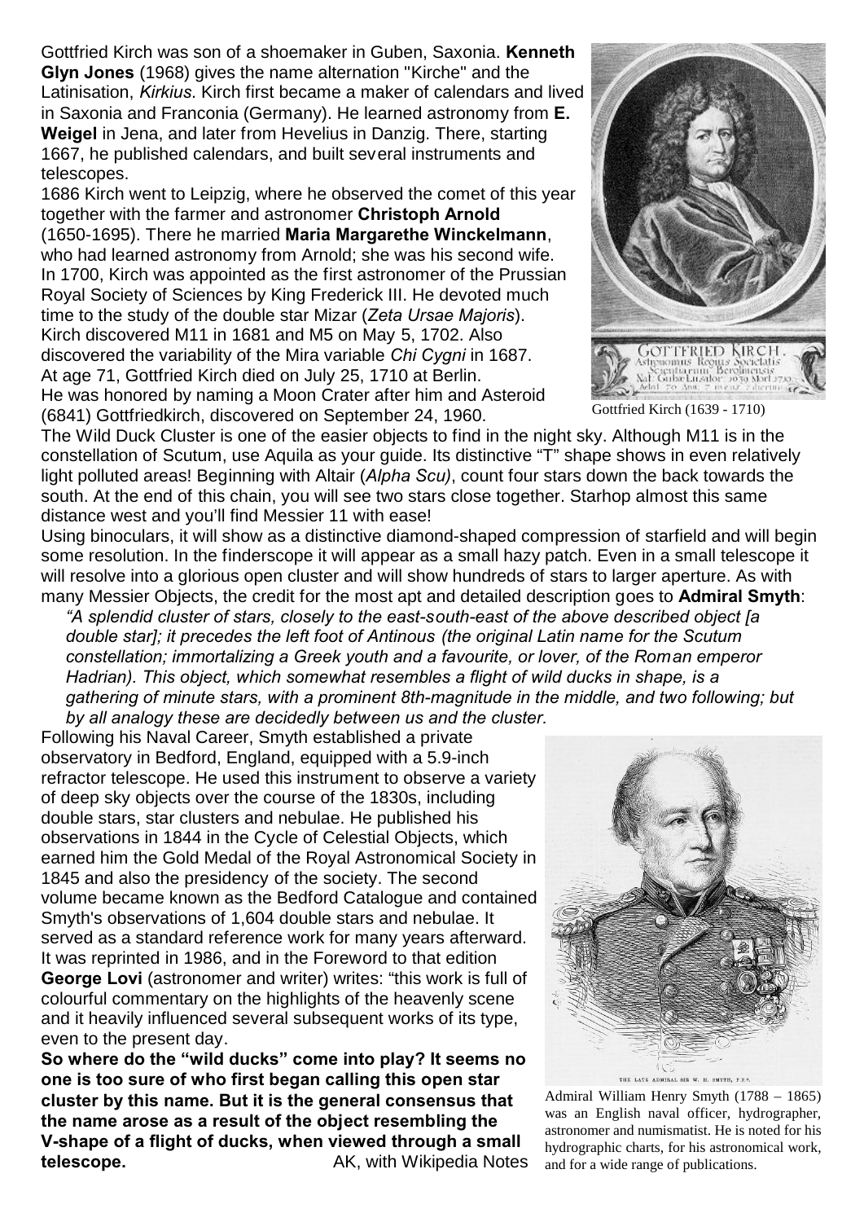Gottfried Kirch was son of a shoemaker in Guben, Saxonia. **Kenneth Glyn Jones** (1968) gives the name alternation "Kirche" and the Latinisation, *Kirkius.* Kirch first became a maker of calendars and lived in Saxonia and Franconia (Germany). He learned astronomy from **E. Weigel** in Jena, and later from Hevelius in Danzig. There, starting 1667, he published calendars, and built several instruments and telescopes.

1686 Kirch went to Leipzig, where he observed the comet of this year together with the farmer and astronomer **Christoph Arnold** (1650-1695). There he married **Maria Margarethe Winckelmann**, who had learned astronomy from Arnold; she was his second wife. In 1700, Kirch was appointed as the first astronomer of the Prussian Royal Society of Sciences by King Frederick III. He devoted much time to the study of the double star Mizar (*Zeta Ursae Majoris*). Kirch discovered M11 in 1681 and M5 on May 5, 1702. Also discovered the variability of the Mira variable *Chi Cygni* in 1687. At age 71, Gottfried Kirch died on July 25, 1710 at Berlin. He was honored by naming a Moon Crater after him and Asteroid (6841) Gottfriedkirch, discovered on September 24, 1960.

Gottfried Kirch (1639 - 1710)

The Wild Duck Cluster is one of the easier objects to find in the night sky. Although M11 is in the constellation of Scutum, use Aquila as your guide. Its distinctive "T" shape shows in even relatively light polluted areas! Beginning with Altair (*Alpha Scu*), count four stars down the back towards the south. At the end of this chain, you will see two stars close together. Starhop almost this same distance west and you'll find Messier 11 with ease!

Using binoculars, it will show as a distinctive diamond-shaped compression of starfield and will begin some resolution. In the finderscope it will appear as a small hazy patch. Even in a small telescope it will resolve into a glorious open cluster and will show hundreds of stars to larger aperture. As with many Messier Objects, the credit for the most apt and detailed description goes to **Admiral Smyth**:

> *"A splendid cluster of stars, closely to the east-south-east of the above described object [a double star]; it precedes the left foot of Antinous (the original Latin name for the Scutum constellation; immortalizing a Greek youth and a favourite, or lover, of the Roman emperor Hadrian). This object, which somewhat resembles a flight of wild ducks in shape, is a gathering of minute stars, with a prominent 8th-magnitude in the middle, and two following; but by all analogy these are decidedly between us and the cluster.*

Following his Naval Career, Smyth established a private observatory in Bedford, England, equipped with a 5.9-inch refractor telescope. He used this instrument to observe a variety of deep sky objects over the course of the 1830s, including double stars, star clusters and nebulae. He published his observations in 1844 in the Cycle of Celestial Objects, which earned him the Gold Medal of the Royal Astronomical Society in 1845 and also the presidency of the society. The second volume became known as the Bedford Catalogue and contained Smyth's observations of 1,604 double stars and nebulae. It served as a standard reference work for many years afterward. It was reprinted in 1986, and in the Foreword to that edition **George Lovi** (astronomer and writer) writes: "this work is full of colourful commentary on the highlights of the heavenly scene and it heavily influenced several subsequent works of its type, even to the present day.

**So where do the "wild ducks" come into play? It seems no one is too sure of who first began calling this open star cluster by this name. But it is the general consensus that the name arose as a result of the object resembling the V-shape of a flight of ducks, when viewed through a small telescope.**

AK, with Wikipedia Notes

Admiral William Henry Smyth (1788 – 1865) was an English naval officer, hydrographer, astronomer and numismatist. He is noted for his hydrographic charts, for his astronomical work, and for a wide range of publications.